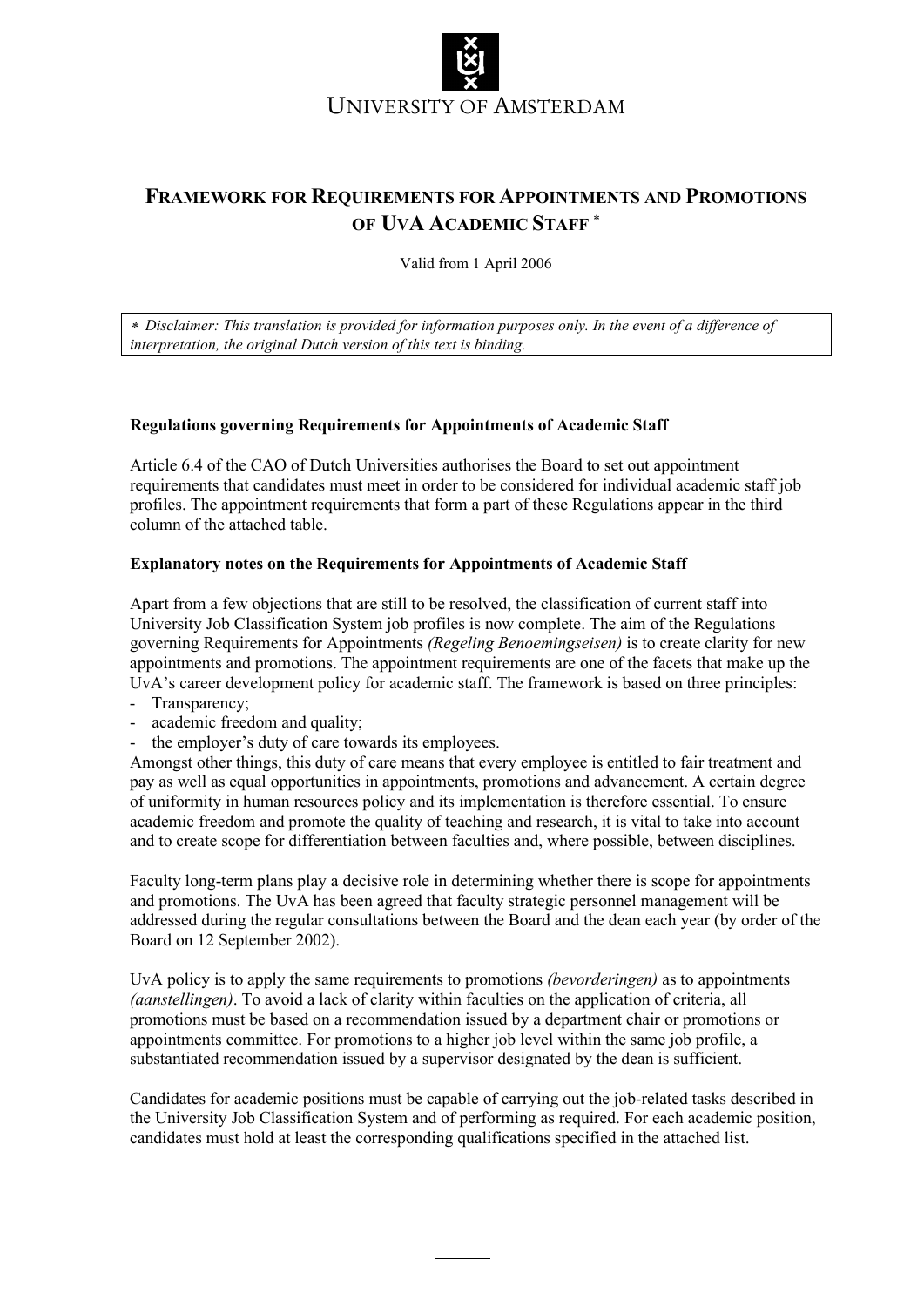UNIVERSITY OF AMSTERDAM

# FRAMEWORK FOR REQUIREMENTS FOR APPOINTMENTS AND PROMOTIONS OF UVA ACADEMIC STAFF *

Valid from 1 April 2006

* *Disclaimer: This translation is provided for information purposes only. In the event of a difference of interpretation, the original Dutch version of this text is binding.*

**Regulations governing Requirements for Appointments of Academic Staff**

Article 6.4 of the CAO of Dutch Universities authorises the Board to set out appointment requirements that candidates must meet in order to be considered for individual academic staff job profiles. The appointment requirements that form a part of these Regulations appear in the third column of the attached table.

**Explanatory notes on the Requirements for Appointments of Academic Staff**

Apart from a few objections that are still to be resolved, the classification of current staff into University Job Classification System job profiles is now complete. The aim of the Regulations governing Requirements for Appointments *(Regeling Benoemingseisen)* is to create clarity for new appointments and promotions. The appointment requirements are one of the facets that make up the UvA's career development policy for academic staff. The framework is based on three principles:

- Transparency;
- academic freedom and quality;
- the employer's duty of care towards its employees.

Amongst other things, this duty of care means that every employee is entitled to fair treatment and pay as well as equal opportunities in appointments, promotions and advancement. A certain degree of uniformity in human resources policy and its implementation is therefore essential. To ensure academic freedom and promote the quality of teaching and research, it is vital to take into account and to create scope for differentiation between faculties and, where possible, between disciplines.

Faculty long-term plans play a decisive role in determining whether there is scope for appointments and promotions. The UvA has been agreed that faculty strategic personnel management will be addressed during the regular consultations between the Board and the dean each year (by order of the Board on 12 September 2002).

UvA policy is to apply the same requirements to promotions *(bevorderingen)* as to appointments *(aanstellingen)*. To avoid a lack of clarity within faculties on the application of criteria, all promotions must be based on a recommendation issued by a department chair or promotions or appointments committee. For promotions to a higher job level within the same job profile, a substantiated recommendation issued by a supervisor designated by the dean is sufficient.

Candidates for academic positions must be capable of carrying out the job-related tasks described in the University Job Classification System and of performing as required. For each academic position, candidates must hold at least the corresponding qualifications specified in the attached list.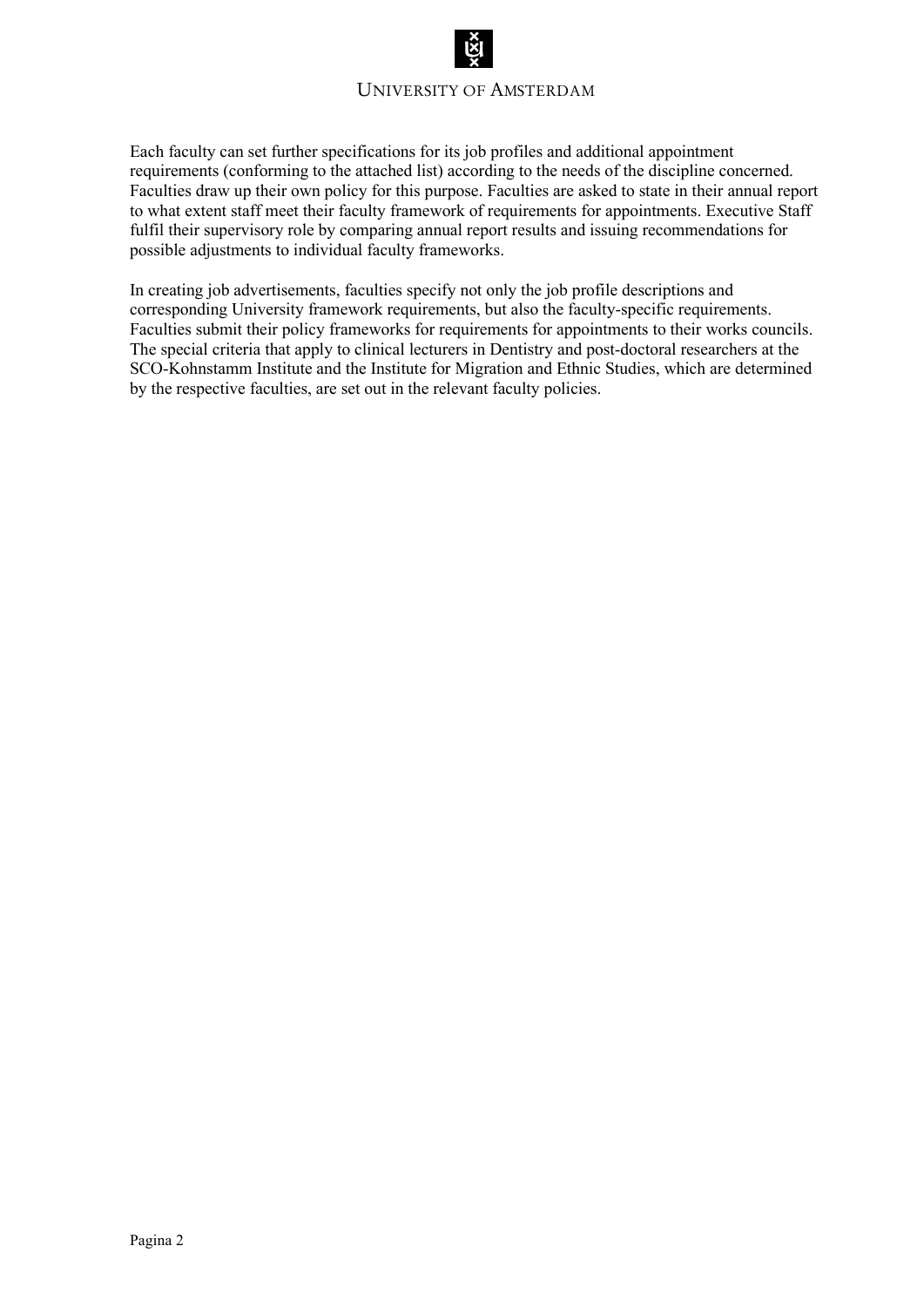Each faculty can set further specifications for its job profiles and additional appointment requirements (conforming to the attached list) according to the needs of the discipline concerned. Faculties draw up their own policy for this purpose. Faculties are asked to state in their annual report to what extent staff meet their faculty framework of requirements for appointments. Executive Staff fulfil their supervisory role by comparing annual report results and issuing recommendations for possible adjustments to individual faculty frameworks.

In creating job advertisements, faculties specify not only the job profile descriptions and corresponding University framework requirements, but also the faculty-specific requirements. Faculties submit their policy frameworks for requirements for appointments to their works councils. The special criteria that apply to clinical lecturers in Dentistry and post-doctoral researchers at the SCO-Kohnstamm Institute and the Institute for Migration and Ethnic Studies, which are determined by the respective faculties, are set out in the relevant faculty policies.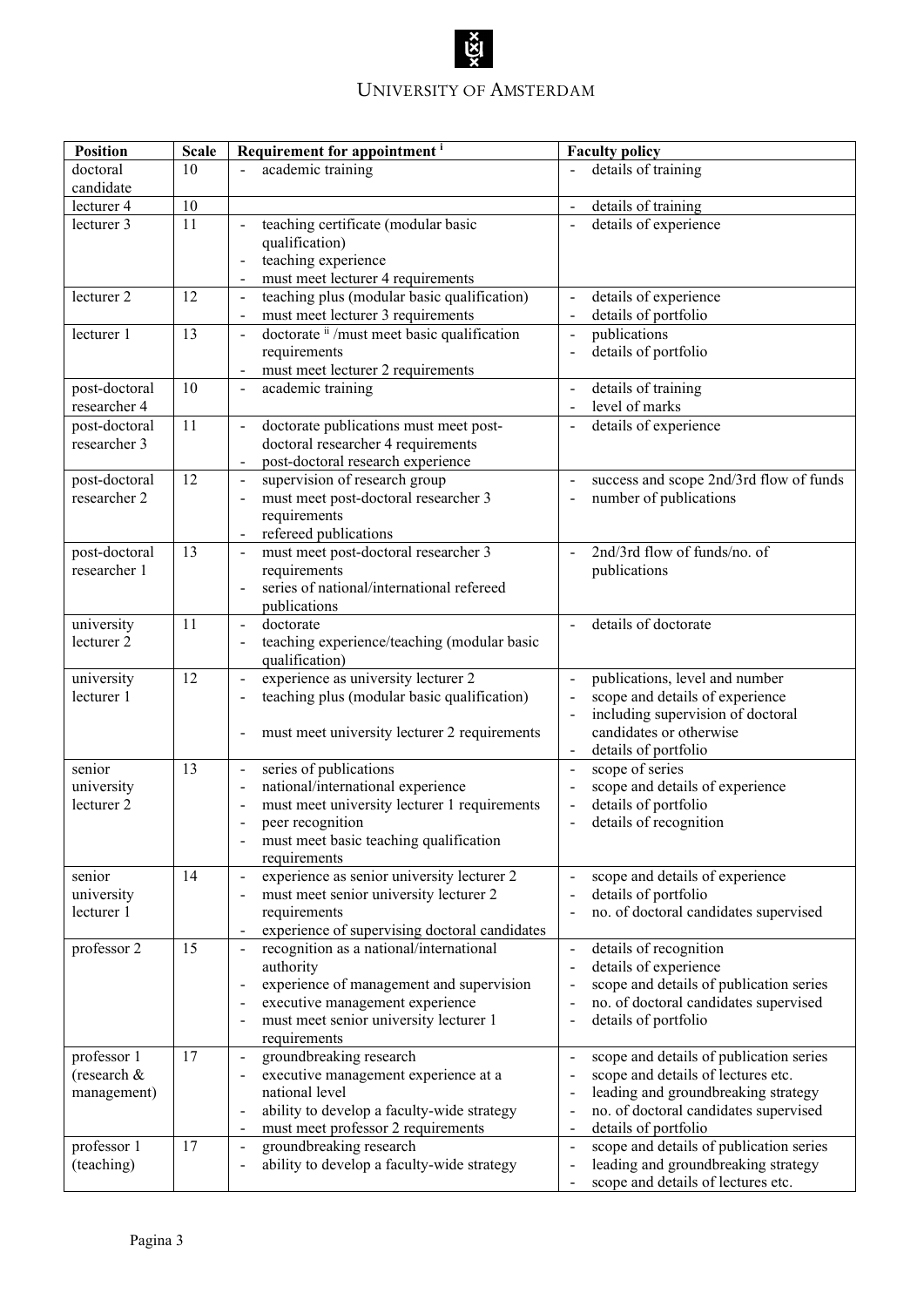| Position | Scale | Requirement for appointment [i] | Faculty policy |
|---|---|---|---|
| doctoral candidate | 10 | - academic training | - details of training |
| lecturer 4 | 10 | | - details of training |
| lecturer 3 | 11 | - teaching certificate (modular basic qualification)<br>- teaching experience<br>- must meet lecturer 4 requirements | - details of experience |
| lecturer 2 | 12 | - teaching plus (modular basic qualification)<br>- must meet lecturer 3 requirements | - details of experience<br>- details of portfolio |
| lecturer 1 | 13 | - doctorate [ii] /must meet basic qualification requirements<br>- must meet lecturer 2 requirements | - publications<br>- details of portfolio |
| post-doctoral researcher 4 | 10 | - academic training | - details of training<br>- level of marks |
| post-doctoral researcher 3 | 11 | - doctorate publications must meet post-doctoral researcher 4 requirements<br>- post-doctoral research experience | - details of experience |
| post-doctoral researcher 2 | 12 | - supervision of research group<br>- must meet post-doctoral researcher 3 requirements<br>- refereed publications | - success and scope 2nd/3rd flow of funds<br>- number of publications |
| post-doctoral researcher 1 | 13 | - must meet post-doctoral researcher 3 requirements<br>- series of national/international refereed publications | - 2nd/3rd flow of funds/no. of publications |
| university lecturer 2 | 11 | - doctorate<br>- teaching experience/teaching (modular basic qualification) | - details of doctorate |
| university lecturer 1 | 12 | - experience as university lecturer 2<br>- teaching plus (modular basic qualification)<br>- must meet university lecturer 2 requirements | - publications, level and number<br>- scope and details of experience<br>- including supervision of doctoral candidates or otherwise<br>- details of portfolio |
| senior university lecturer 2 | 13 | - series of publications<br>- national/international experience<br>- must meet university lecturer 1 requirements<br>- peer recognition<br>- must meet basic teaching qualification requirements | - scope of series<br>- scope and details of experience<br>- details of portfolio<br>- details of recognition |
| senior university lecturer 1 | 14 | - experience as senior university lecturer 2<br>- must meet senior university lecturer 2 requirements<br>- experience of supervising doctoral candidates | - scope and details of experience<br>- details of portfolio<br>- no. of doctoral candidates supervised |
| professor 2 | 15 | - recognition as a national/international authority<br>- experience of management and supervision<br>- executive management experience<br>- must meet senior university lecturer 1 requirements | - details of recognition<br>- details of experience<br>- scope and details of publication series<br>- no. of doctoral candidates supervised<br>- details of portfolio |
| professor 1 (research & management) | 17 | - groundbreaking research<br>- executive management experience at a national level<br>- ability to develop a faculty-wide strategy<br>- must meet professor 2 requirements | - scope and details of publication series<br>- scope and details of lectures etc.<br>- leading and groundbreaking strategy<br>- no. of doctoral candidates supervised<br>- details of portfolio |
| professor 1 (teaching) | 17 | - groundbreaking research<br>- ability to develop a faculty-wide strategy | - scope and details of publication series<br>- leading and groundbreaking strategy<br>- scope and details of lectures etc. |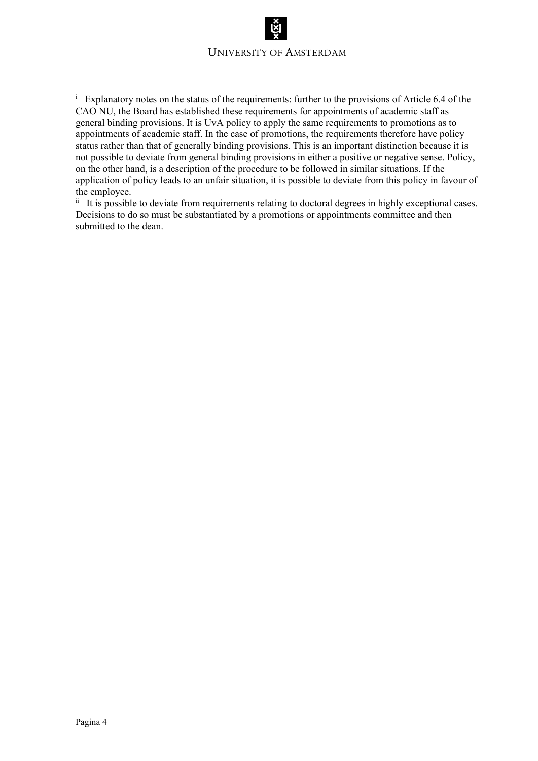[i] Explanatory notes on the status of the requirements: further to the provisions of Article 6.4 of the CAO NU, the Board has established these requirements for appointments of academic staff as general binding provisions. It is UvA policy to apply the same requirements to promotions as to appointments of academic staff. In the case of promotions, the requirements therefore have policy status rather than that of generally binding provisions. This is an important distinction because it is not possible to deviate from general binding provisions in either a positive or negative sense. Policy, on the other hand, is a description of the procedure to be followed in similar situations. If the application of policy leads to an unfair situation, it is possible to deviate from this policy in favour of the employee.

[ii] It is possible to deviate from requirements relating to doctoral degrees in highly exceptional cases. Decisions to do so must be substantiated by a promotions or appointments committee and then submitted to the dean.